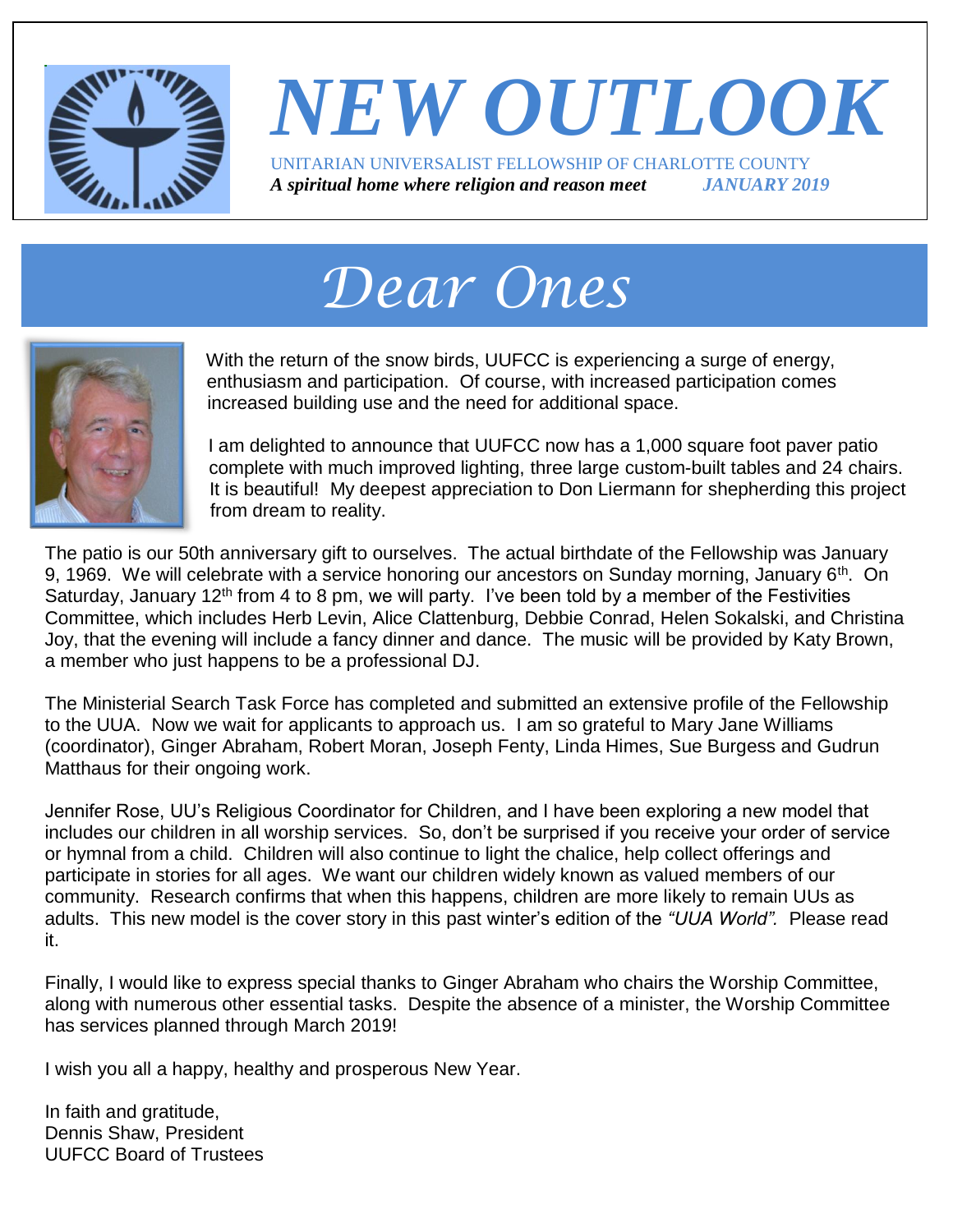# NEW OUTLOOK

UNITARIAN UNIVERSALIST FELLOWSHIP OF CHARLOTTE COUNTY

***A spiritual home where religion and reason meet*** ***JANUARY 2019***

## *Dear Ones*

With the return of the snow birds, UUFCC is experiencing a surge of energy, enthusiasm and participation. Of course, with increased participation comes increased building use and the need for additional space.

I am delighted to announce that UUFCC now has a 1,000 square foot paver patio complete with much improved lighting, three large custom-built tables and 24 chairs. It is beautiful! My deepest appreciation to Don Liermann for shepherding this project from dream to reality.

The patio is our 50th anniversary gift to ourselves. The actual birthdate of the Fellowship was January 9, 1969. We will celebrate with a service honoring our ancestors on Sunday morning, January 6th. On Saturday, January 12th from 4 to 8 pm, we will party. I've been told by a member of the Festivities Committee, which includes Herb Levin, Alice Clattenburg, Debbie Conrad, Helen Sokalski, and Christina Joy, that the evening will include a fancy dinner and dance. The music will be provided by Katy Brown, a member who just happens to be a professional DJ.

The Ministerial Search Task Force has completed and submitted an extensive profile of the Fellowship to the UUA. Now we wait for applicants to approach us. I am so grateful to Mary Jane Williams (coordinator), Ginger Abraham, Robert Moran, Joseph Fenty, Linda Himes, Sue Burgess and Gudrun Matthaus for their ongoing work.

Jennifer Rose, UU's Religious Coordinator for Children, and I have been exploring a new model that includes our children in all worship services. So, don't be surprised if you receive your order of service or hymnal from a child. Children will also continue to light the chalice, help collect offerings and participate in stories for all ages. We want our children widely known as valued members of our community. Research confirms that when this happens, children are more likely to remain UUs as adults. This new model is the cover story in this past winter's edition of the *"UUA World".* Please read it.

Finally, I would like to express special thanks to Ginger Abraham who chairs the Worship Committee, along with numerous other essential tasks. Despite the absence of a minister, the Worship Committee has services planned through March 2019!

I wish you all a happy, healthy and prosperous New Year.

In faith and gratitude,
Dennis Shaw, President
UUFCC Board of Trustees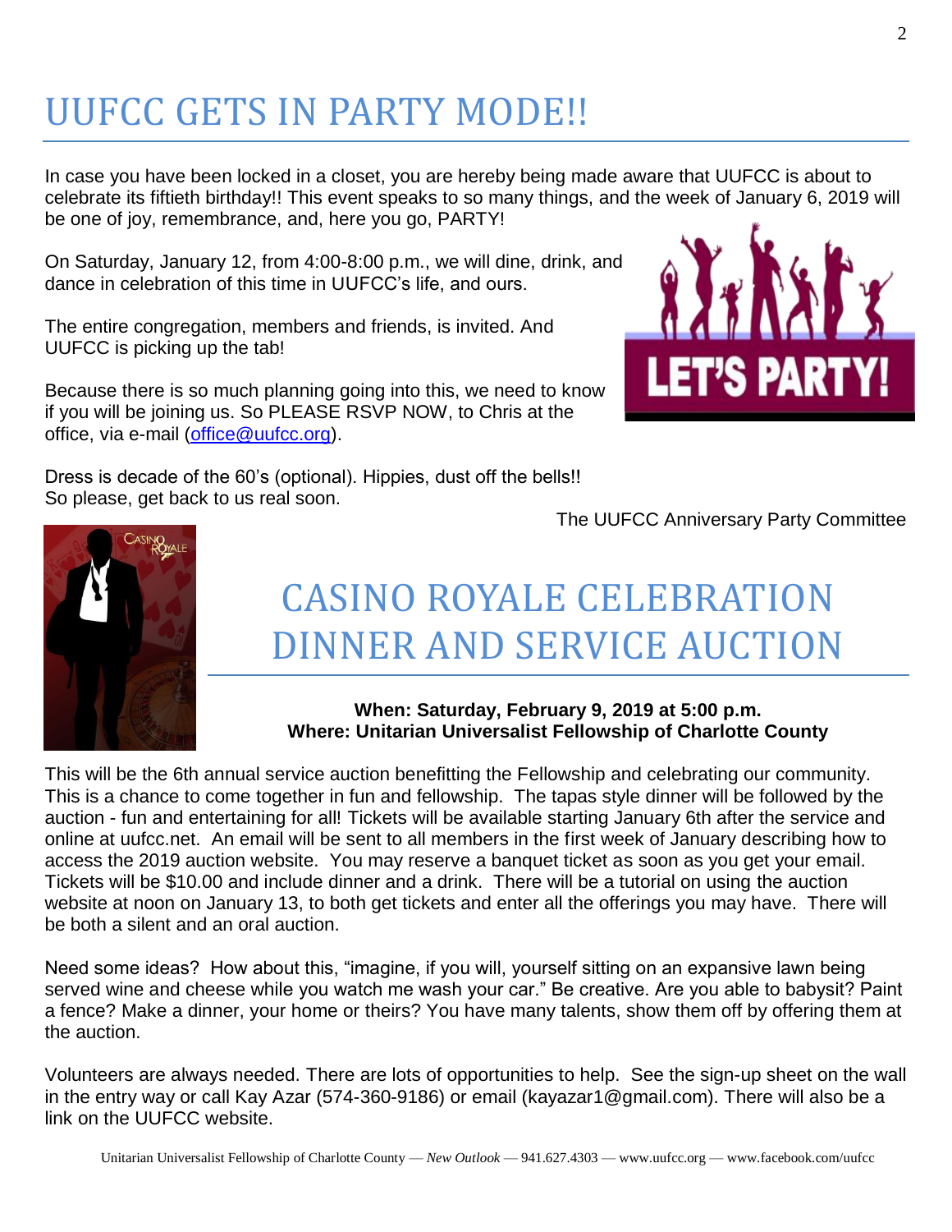# UUFCC GETS IN PARTY MODE!!

In case you have been locked in a closet, you are hereby being made aware that UUFCC is about to celebrate its fiftieth birthday!! This event speaks to so many things, and the week of January 6, 2019 will be one of joy, remembrance, and, here you go, PARTY!

On Saturday, January 12, from 4:00-8:00 p.m., we will dine, drink, and dance in celebration of this time in UUFCC's life, and ours.

The entire congregation, members and friends, is invited. And UUFCC is picking up the tab!

Because there is so much planning going into this, we need to know if you will be joining us. So PLEASE RSVP NOW, to Chris at the office, via e-mail (office@uufcc.org).

Dress is decade of the 60's (optional). Hippies, dust off the bells!! So please, get back to us real soon.

The UUFCC Anniversary Party Committee

# CASINO ROYALE CELEBRATION DINNER AND SERVICE AUCTION

**When: Saturday, February 9, 2019 at 5:00 p.m.**
**Where: Unitarian Universalist Fellowship of Charlotte County**

This will be the 6th annual service auction benefitting the Fellowship and celebrating our community. This is a chance to come together in fun and fellowship. The tapas style dinner will be followed by the auction - fun and entertaining for all! Tickets will be available starting January 6th after the service and online at uufcc.net. An email will be sent to all members in the first week of January describing how to access the 2019 auction website. You may reserve a banquet ticket as soon as you get your email. Tickets will be $10.00 and include dinner and a drink. There will be a tutorial on using the auction website at noon on January 13, to both get tickets and enter all the offerings you may have. There will be both a silent and an oral auction.

Need some ideas? How about this, "imagine, if you will, yourself sitting on an expansive lawn being served wine and cheese while you watch me wash your car." Be creative. Are you able to babysit? Paint a fence? Make a dinner, your home or theirs? You have many talents, show them off by offering them at the auction.

Volunteers are always needed. There are lots of opportunities to help. See the sign-up sheet on the wall in the entry way or call Kay Azar (574-360-9186) or email (kayazar1@gmail.com). There will also be a link on the UUFCC website.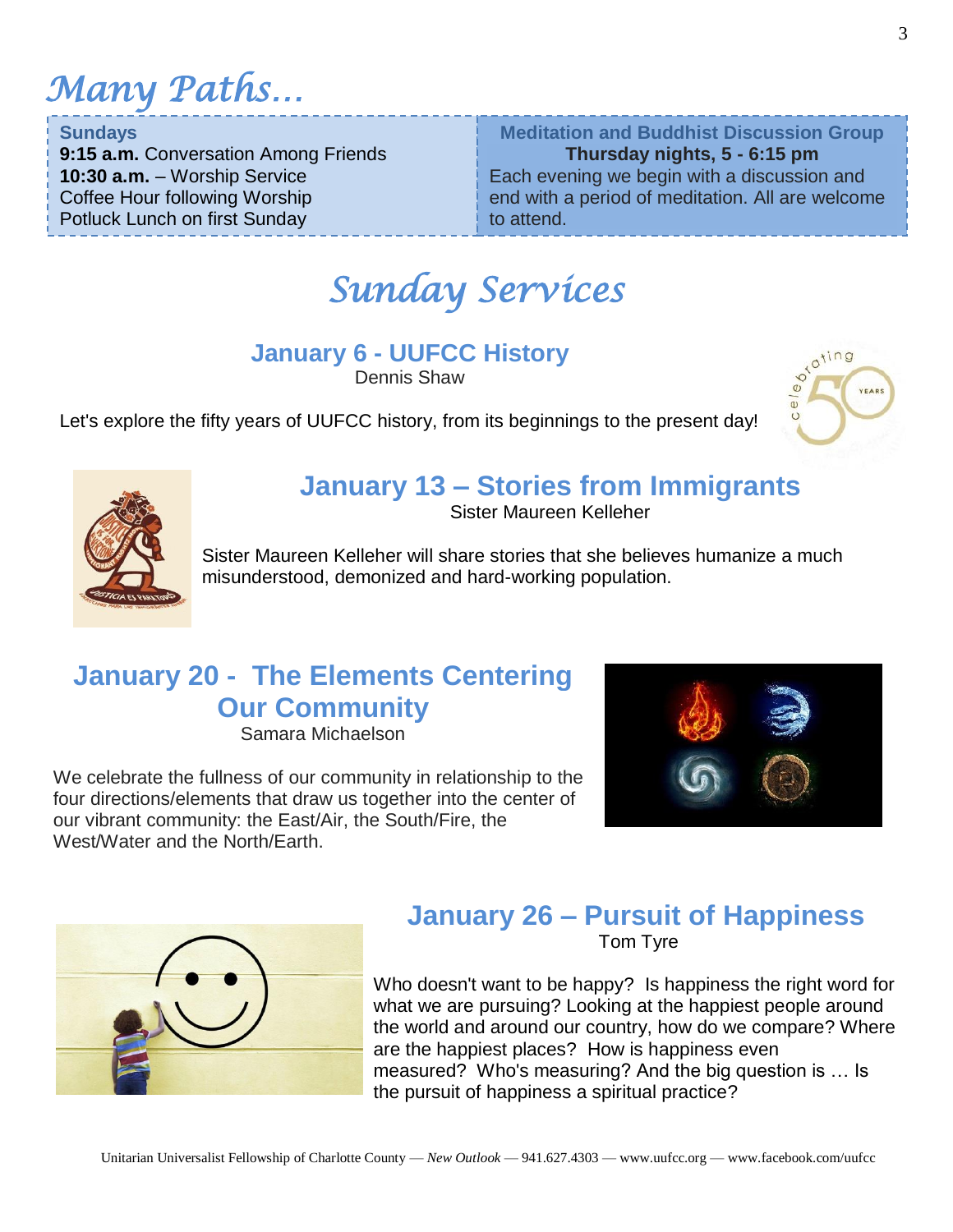# Many Paths…

**Sundays**
**9:15 a.m.** Conversation Among Friends
**10:30 a.m.** – Worship Service
Coffee Hour following Worship
Potluck Lunch on first Sunday

**Meditation and Buddhist Discussion Group**
**Thursday nights, 5 - 6:15 pm**
Each evening we begin with a discussion and end with a period of meditation. All are welcome to attend.

# Sunday Services

## January 6 - UUFCC History

Dennis Shaw

Let's explore the fifty years of UUFCC history, from its beginnings to the present day!

## January 13 – Stories from Immigrants

Sister Maureen Kelleher

Sister Maureen Kelleher will share stories that she believes humanize a much misunderstood, demonized and hard-working population.

## January 20 - The Elements Centering Our Community

Samara Michaelson

We celebrate the fullness of our community in relationship to the four directions/elements that draw us together into the center of our vibrant community: the East/Air, the South/Fire, the West/Water and the North/Earth.

## January 26 – Pursuit of Happiness

Tom Tyre

Who doesn't want to be happy? Is happiness the right word for what we are pursuing? Looking at the happiest people around the world and around our country, how do we compare? Where are the happiest places? How is happiness even measured? Who's measuring? And the big question is … Is the pursuit of happiness a spiritual practice?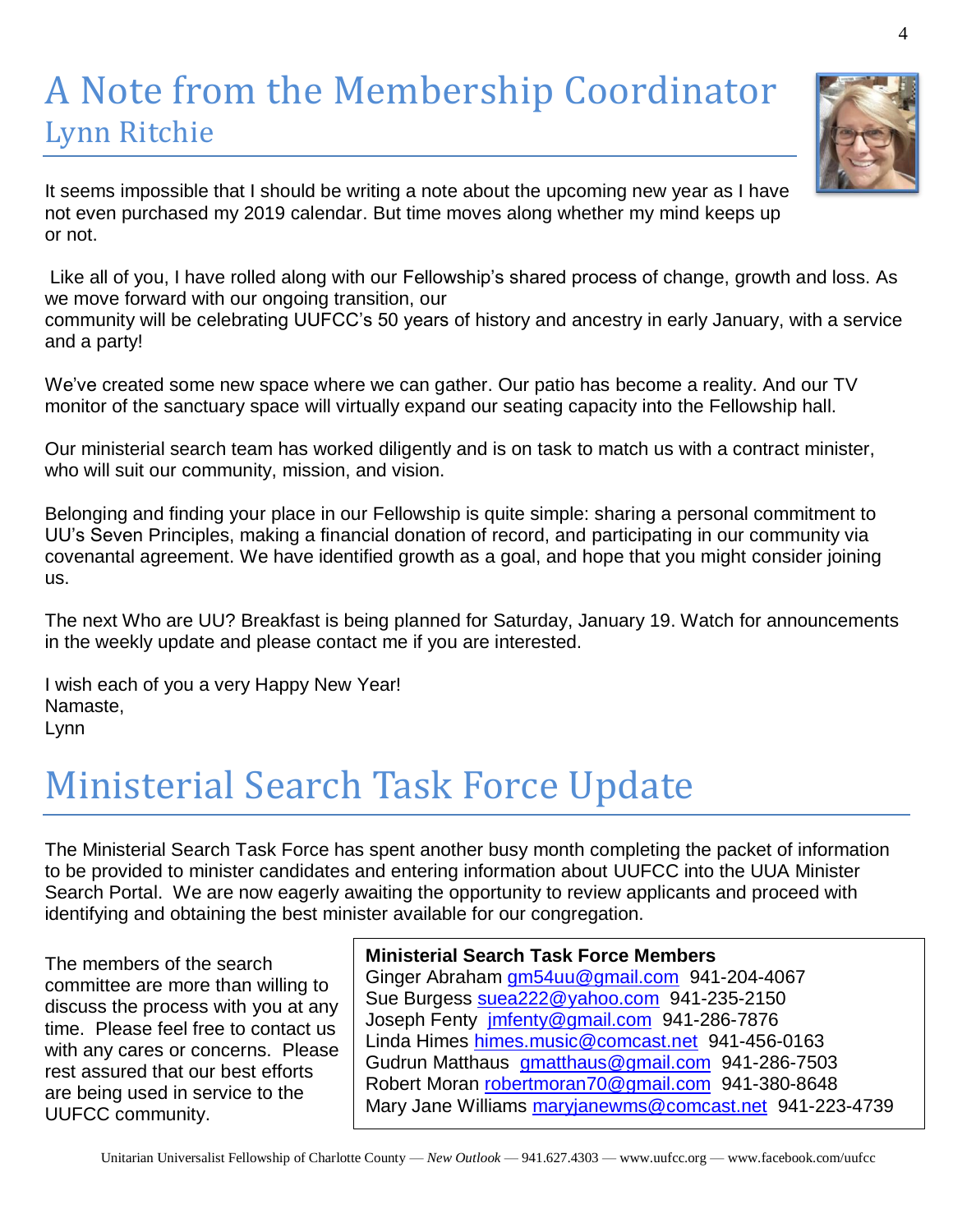# A Note from the Membership Coordinator

## Lynn Ritchie

It seems impossible that I should be writing a note about the upcoming new year as I have not even purchased my 2019 calendar. But time moves along whether my mind keeps up or not.

Like all of you, I have rolled along with our Fellowship's shared process of change, growth and loss. As we move forward with our ongoing transition, our community will be celebrating UUFCC's 50 years of history and ancestry in early January, with a service and a party!

We've created some new space where we can gather. Our patio has become a reality. And our TV monitor of the sanctuary space will virtually expand our seating capacity into the Fellowship hall.

Our ministerial search team has worked diligently and is on task to match us with a contract minister, who will suit our community, mission, and vision.

Belonging and finding your place in our Fellowship is quite simple: sharing a personal commitment to UU's Seven Principles, making a financial donation of record, and participating in our community via covenantal agreement. We have identified growth as a goal, and hope that you might consider joining us.

The next Who are UU? Breakfast is being planned for Saturday, January 19. Watch for announcements in the weekly update and please contact me if you are interested.

I wish each of you a very Happy New Year!
Namaste,
Lynn

# Ministerial Search Task Force Update

The Ministerial Search Task Force has spent another busy month completing the packet of information to be provided to minister candidates and entering information about UUFCC into the UUA Minister Search Portal. We are now eagerly awaiting the opportunity to review applicants and proceed with identifying and obtaining the best minister available for our congregation.

The members of the search committee are more than willing to discuss the process with you at any time. Please feel free to contact us with any cares or concerns. Please rest assured that our best efforts are being used in service to the UUFCC community.

**Ministerial Search Task Force Members**
Ginger Abraham gm54uu@gmail.com 941-204-4067
Sue Burgess suea222@yahoo.com 941-235-2150
Joseph Fenty jmfenty@gmail.com 941-286-7876
Linda Himes himes.music@comcast.net 941-456-0163
Gudrun Matthaus gmatthaus@gmail.com 941-286-7503
Robert Moran robertmoran70@gmail.com 941-380-8648
Mary Jane Williams maryjanewms@comcast.net 941-223-4739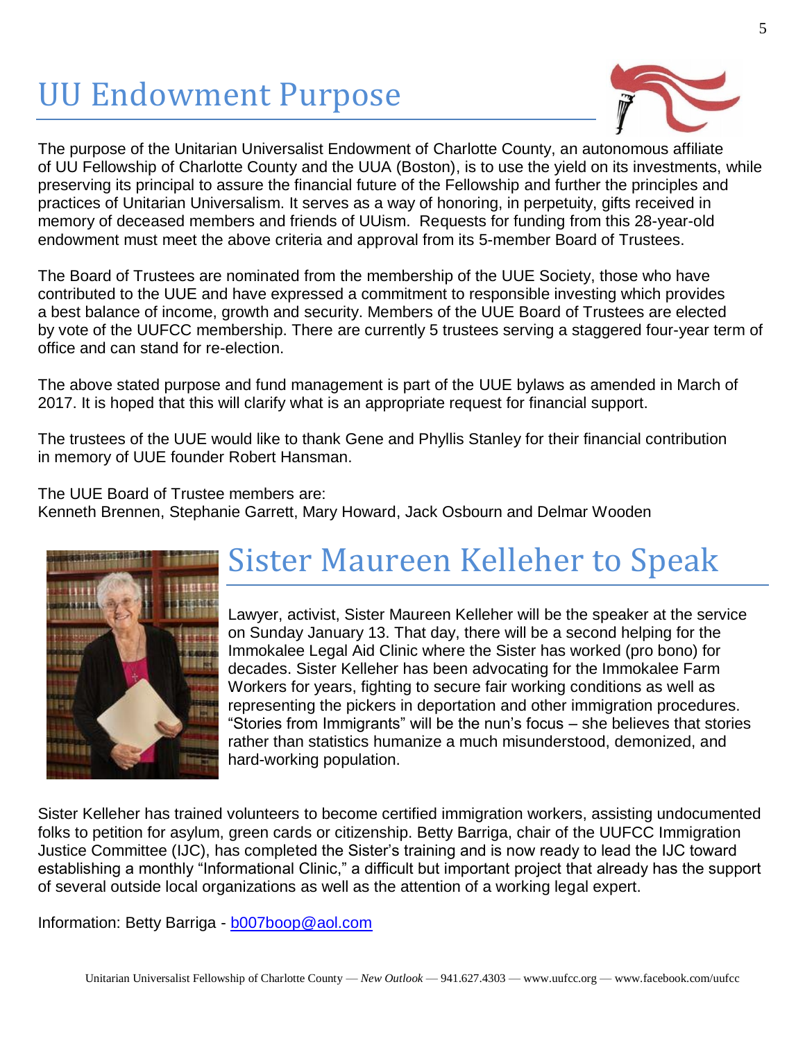# UU Endowment Purpose

The purpose of the Unitarian Universalist Endowment of Charlotte County, an autonomous affiliate of UU Fellowship of Charlotte County and the UUA (Boston), is to use the yield on its investments, while preserving its principal to assure the financial future of the Fellowship and further the principles and practices of Unitarian Universalism. It serves as a way of honoring, in perpetuity, gifts received in memory of deceased members and friends of UUism. Requests for funding from this 28-year-old endowment must meet the above criteria and approval from its 5-member Board of Trustees.

The Board of Trustees are nominated from the membership of the UUE Society, those who have contributed to the UUE and have expressed a commitment to responsible investing which provides a best balance of income, growth and security. Members of the UUE Board of Trustees are elected by vote of the UUFCC membership. There are currently 5 trustees serving a staggered four-year term of office and can stand for re-election.

The above stated purpose and fund management is part of the UUE bylaws as amended in March of 2017. It is hoped that this will clarify what is an appropriate request for financial support.

The trustees of the UUE would like to thank Gene and Phyllis Stanley for their financial contribution in memory of UUE founder Robert Hansman.

The UUE Board of Trustee members are:
Kenneth Brennen, Stephanie Garrett, Mary Howard, Jack Osbourn and Delmar Wooden

# Sister Maureen Kelleher to Speak

Lawyer, activist, Sister Maureen Kelleher will be the speaker at the service on Sunday January 13. That day, there will be a second helping for the Immokalee Legal Aid Clinic where the Sister has worked (pro bono) for decades. Sister Kelleher has been advocating for the Immokalee Farm Workers for years, fighting to secure fair working conditions as well as representing the pickers in deportation and other immigration procedures. "Stories from Immigrants" will be the nun's focus – she believes that stories rather than statistics humanize a much misunderstood, demonized, and hard-working population.

Sister Kelleher has trained volunteers to become certified immigration workers, assisting undocumented folks to petition for asylum, green cards or citizenship. Betty Barriga, chair of the UUFCC Immigration Justice Committee (IJC), has completed the Sister's training and is now ready to lead the IJC toward establishing a monthly "Informational Clinic," a difficult but important project that already has the support of several outside local organizations as well as the attention of a working legal expert.

Information: Betty Barriga - b007boop@aol.com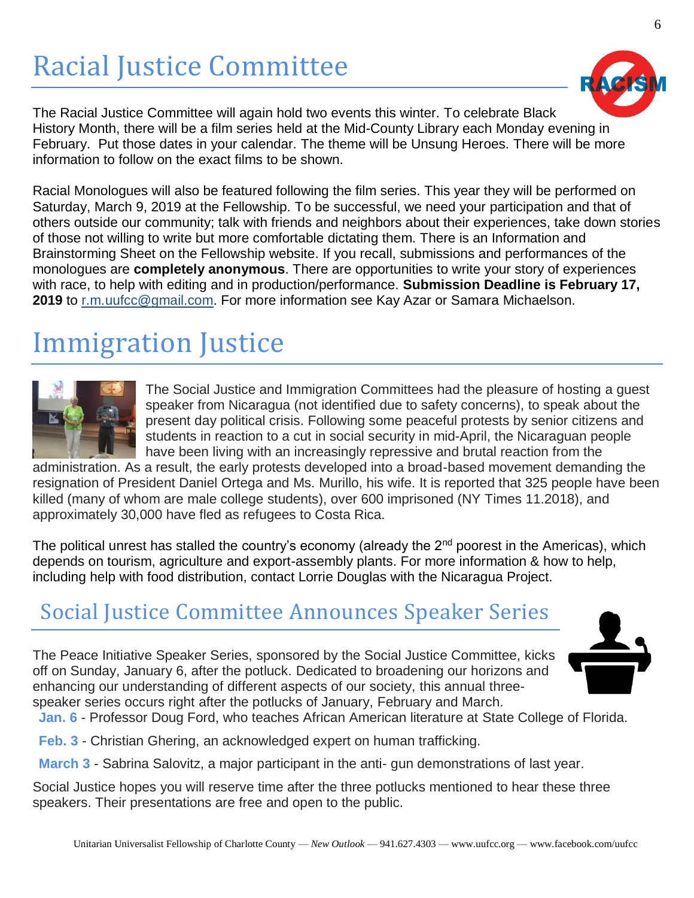# Racial Justice Committee

The Racial Justice Committee will again hold two events this winter. To celebrate Black History Month, there will be a film series held at the Mid-County Library each Monday evening in February. Put those dates in your calendar. The theme will be Unsung Heroes. There will be more information to follow on the exact films to be shown.

Racial Monologues will also be featured following the film series. This year they will be performed on Saturday, March 9, 2019 at the Fellowship. To be successful, we need your participation and that of others outside our community; talk with friends and neighbors about their experiences, take down stories of those not willing to write but more comfortable dictating them. There is an Information and Brainstorming Sheet on the Fellowship website. If you recall, submissions and performances of the monologues are **completely anonymous**. There are opportunities to write your story of experiences with race, to help with editing and in production/performance. **Submission Deadline is February 17, 2019** to r.m.uufcc@gmail.com. For more information see Kay Azar or Samara Michaelson.

# Immigration Justice

The Social Justice and Immigration Committees had the pleasure of hosting a guest speaker from Nicaragua (not identified due to safety concerns), to speak about the present day political crisis. Following some peaceful protests by senior citizens and students in reaction to a cut in social security in mid-April, the Nicaraguan people have been living with an increasingly repressive and brutal reaction from the administration. As a result, the early protests developed into a broad-based movement demanding the resignation of President Daniel Ortega and Ms. Murillo, his wife. It is reported that 325 people have been killed (many of whom are male college students), over 600 imprisoned (NY Times 11.2018), and approximately 30,000 have fled as refugees to Costa Rica.

The political unrest has stalled the country's economy (already the 2nd poorest in the Americas), which depends on tourism, agriculture and export-assembly plants. For more information & how to help, including help with food distribution, contact Lorrie Douglas with the Nicaragua Project.

## Social Justice Committee Announces Speaker Series

The Peace Initiative Speaker Series, sponsored by the Social Justice Committee, kicks off on Sunday, January 6, after the potluck. Dedicated to broadening our horizons and enhancing our understanding of different aspects of our society, this annual three-speaker series occurs right after the potlucks of January, February and March.

**Jan. 6** - Professor Doug Ford, who teaches African American literature at State College of Florida.

**Feb. 3** - Christian Ghering, an acknowledged expert on human trafficking.

**March 3** - Sabrina Salovitz, a major participant in the anti- gun demonstrations of last year.

Social Justice hopes you will reserve time after the three potlucks mentioned to hear these three speakers. Their presentations are free and open to the public.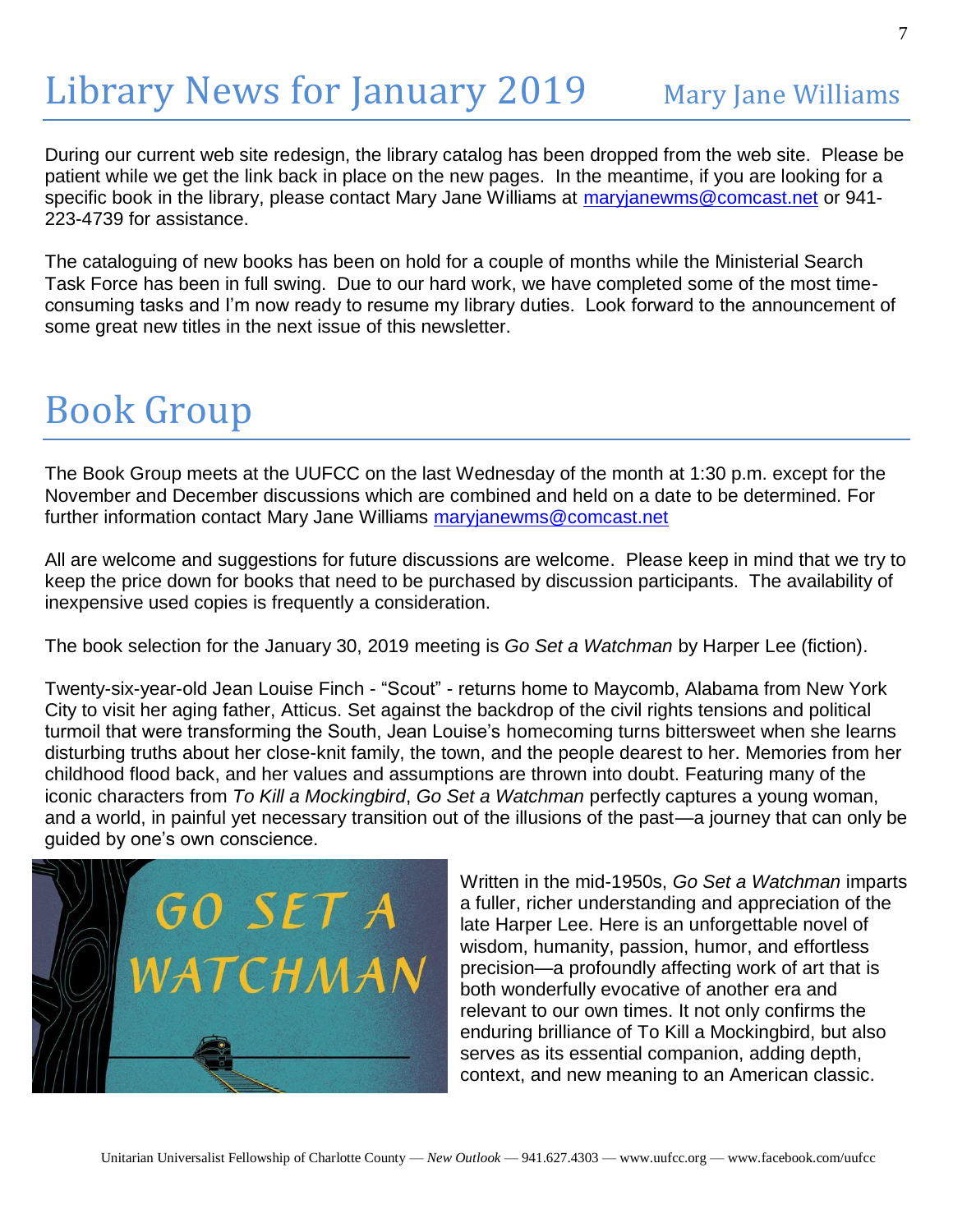# Library News for January 2019

Mary Jane Williams

During our current web site redesign, the library catalog has been dropped from the web site. Please be patient while we get the link back in place on the new pages. In the meantime, if you are looking for a specific book in the library, please contact Mary Jane Williams at maryjanewms@comcast.net or 941-223-4739 for assistance.

The cataloguing of new books has been on hold for a couple of months while the Ministerial Search Task Force has been in full swing. Due to our hard work, we have completed some of the most time-consuming tasks and I'm now ready to resume my library duties. Look forward to the announcement of some great new titles in the next issue of this newsletter.

# Book Group

The Book Group meets at the UUFCC on the last Wednesday of the month at 1:30 p.m. except for the November and December discussions which are combined and held on a date to be determined. For further information contact Mary Jane Williams maryjanewms@comcast.net

All are welcome and suggestions for future discussions are welcome. Please keep in mind that we try to keep the price down for books that need to be purchased by discussion participants. The availability of inexpensive used copies is frequently a consideration.

The book selection for the January 30, 2019 meeting is *Go Set a Watchman* by Harper Lee (fiction).

Twenty-six-year-old Jean Louise Finch - "Scout" - returns home to Maycomb, Alabama from New York City to visit her aging father, Atticus. Set against the backdrop of the civil rights tensions and political turmoil that were transforming the South, Jean Louise's homecoming turns bittersweet when she learns disturbing truths about her close-knit family, the town, and the people dearest to her. Memories from her childhood flood back, and her values and assumptions are thrown into doubt. Featuring many of the iconic characters from *To Kill a Mockingbird*, *Go Set a Watchman* perfectly captures a young woman, and a world, in painful yet necessary transition out of the illusions of the past—a journey that can only be guided by one's own conscience.

Written in the mid-1950s, *Go Set a Watchman* imparts a fuller, richer understanding and appreciation of the late Harper Lee. Here is an unforgettable novel of wisdom, humanity, passion, humor, and effortless precision—a profoundly affecting work of art that is both wonderfully evocative of another era and relevant to our own times. It not only confirms the enduring brilliance of To Kill a Mockingbird, but also serves as its essential companion, adding depth, context, and new meaning to an American classic.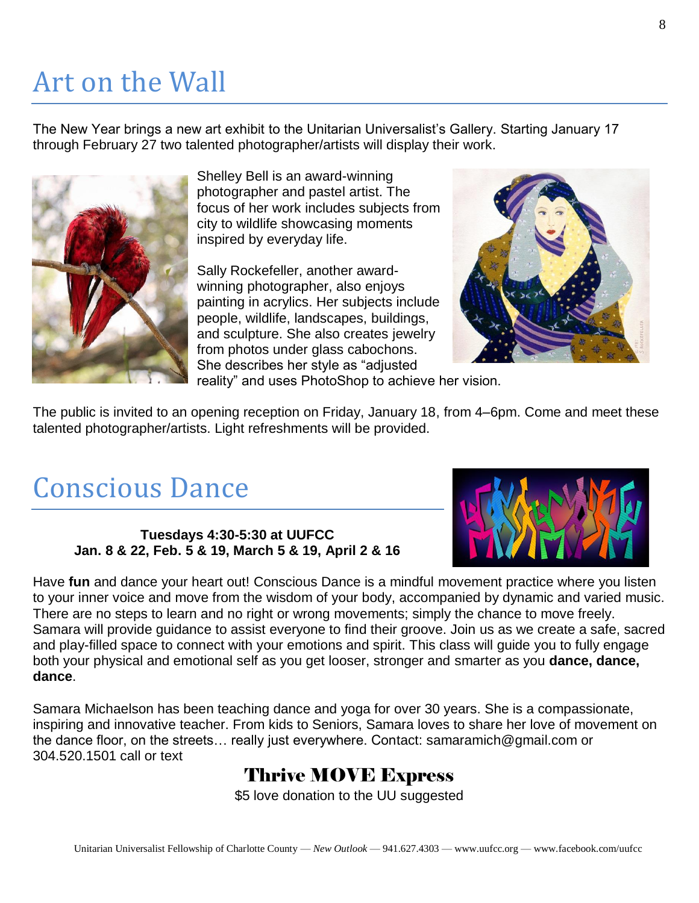# Art on the Wall

The New Year brings a new art exhibit to the Unitarian Universalist's Gallery. Starting January 17 through February 27 two talented photographer/artists will display their work.

Shelley Bell is an award-winning photographer and pastel artist. The focus of her work includes subjects from city to wildlife showcasing moments inspired by everyday life.

Sally Rockefeller, another award-winning photographer, also enjoys painting in acrylics. Her subjects include people, wildlife, landscapes, buildings, and sculpture. She also creates jewelry from photos under glass cabochons. She describes her style as "adjusted reality" and uses PhotoShop to achieve her vision.

The public is invited to an opening reception on Friday, January 18, from 4–6pm. Come and meet these talented photographer/artists. Light refreshments will be provided.

# Conscious Dance

**Tuesdays 4:30-5:30 at UUFCC**
**Jan. 8 & 22, Feb. 5 & 19, March 5 & 19, April 2 & 16**

Have **fun** and dance your heart out! Conscious Dance is a mindful movement practice where you listen to your inner voice and move from the wisdom of your body, accompanied by dynamic and varied music. There are no steps to learn and no right or wrong movements; simply the chance to move freely. Samara will provide guidance to assist everyone to find their groove. Join us as we create a safe, sacred and play-filled space to connect with your emotions and spirit. This class will guide you to fully engage both your physical and emotional self as you get looser, stronger and smarter as you **dance, dance, dance**.

Samara Michaelson has been teaching dance and yoga for over 30 years. She is a compassionate, inspiring and innovative teacher. From kids to Seniors, Samara loves to share her love of movement on the dance floor, on the streets… really just everywhere. Contact: samaramich@gmail.com or 304.520.1501 call or text

**Thrive MOVE Express**

$5 love donation to the UU suggested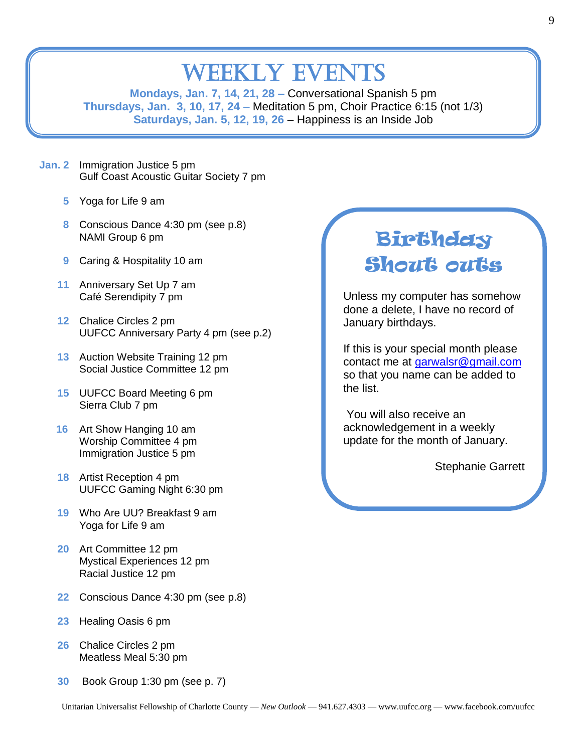# WEEKLY EVENTS

**Mondays, Jan. 7, 14, 21, 28 –** Conversational Spanish 5 pm
**Thursdays, Jan. 3, 10, 17, 24 –** Meditation 5 pm, Choir Practice 6:15 (not 1/3)
**Saturdays, Jan. 5, 12, 19, 26** – Happiness is an Inside Job

**Jan. 2** Immigration Justice 5 pm
Gulf Coast Acoustic Guitar Society 7 pm

**5** Yoga for Life 9 am

**8** Conscious Dance 4:30 pm (see p.8)
NAMI Group 6 pm

**9** Caring & Hospitality 10 am

**11** Anniversary Set Up 7 am
Café Serendipity 7 pm

**12** Chalice Circles 2 pm
UUFCC Anniversary Party 4 pm (see p.2)

**13** Auction Website Training 12 pm
Social Justice Committee 12 pm

**15** UUFCC Board Meeting 6 pm
Sierra Club 7 pm

**16** Art Show Hanging 10 am
Worship Committee 4 pm
Immigration Justice 5 pm

**18** Artist Reception 4 pm
UUFCC Gaming Night 6:30 pm

**19** Who Are UU? Breakfast 9 am
Yoga for Life 9 am

**20** Art Committee 12 pm
Mystical Experiences 12 pm
Racial Justice 12 pm

**22** Conscious Dance 4:30 pm (see p.8)

**23** Healing Oasis 6 pm

**26** Chalice Circles 2 pm
Meatless Meal 5:30 pm

**30** Book Group 1:30 pm (see p. 7)

## Birthday Shout outs

Unless my computer has somehow done a delete, I have no record of January birthdays.

If this is your special month please contact me at garwalsr@gmail.com so that you name can be added to the list.

You will also receive an acknowledgement in a weekly update for the month of January.

Stephanie Garrett

Unitarian Universalist Fellowship of Charlotte County — *New Outlook* — 941.627.4303 — www.uufcc.org — www.facebook.com/uufcc